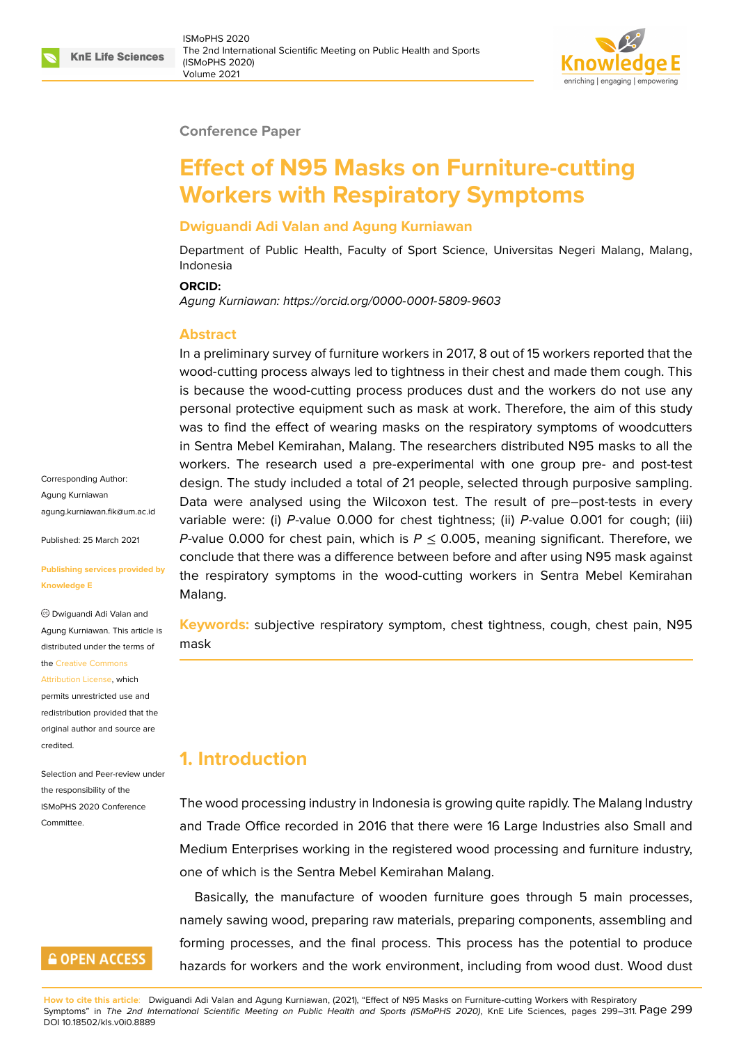Conference Paper

# Effect of N95 Masks on Furniture-cutting Workers with Respiratory Symptoms

**Dwiguandi Adi Valan and Agung Kurniawan**

Department of Public Health, Faculty of Sport Science, Universitas Negeri Malang, Malang, Indonesia

**ORCID:**

*Agung Kurniawan: https://orcid.org/0000-0001-5809-9603*

## Abstract

In a preliminary survey of furniture workers in 2017, 8 out of 15 workers reported that the wood-cutting process always led to tightness in their chest and made them cough. This is because the wood-cutting process produces dust and the workers do not use any personal protective equipment such as mask at work. Therefore, the aim of this study was to find the effect of wearing masks on the respiratory symptoms of woodcutters in Sentra Mebel Kemirahan, Malang. The researchers distributed N95 masks to all the workers. The research used a pre-experimental with one group pre- and post-test design. The study included a total of 21 people, selected through purposive sampling. Data were analysed using the Wilcoxon test. The result of pre–post-tests in every variable were: (i) *P*-value 0.000 for chest tightness; (ii) *P*-value 0.001 for cough; (iii) *P*-value 0.000 for chest pain, which is $P \leq 0.005$, meaning significant. Therefore, we conclude that there was a difference between before and after using N95 mask against the respiratory symptoms in the wood-cutting workers in Sentra Mebel Kemirahan Malang.

**Keywords:** subjective respiratory symptom, chest tightness, cough, chest pain, N95 mask

Corresponding Author: Agung Kurniawan agung.kurniawan.fik@um.ac.id

Published: 25 March 2021

**Publishing services provided by Knowledge E**

© Dwiguandi Adi Valan and Agung Kurniawan. This article is distributed under the terms of the Creative Commons Attribution License, which permits unrestricted use and redistribution provided that the original author and source are credited.

Selection and Peer-review under the responsibility of the ISMoPHS 2020 Conference Committee.

## 1. Introduction

The wood processing industry in Indonesia is growing quite rapidly. The Malang Industry and Trade Office recorded in 2016 that there were 16 Large Industries also Small and Medium Enterprises working in the registered wood processing and furniture industry, one of which is the Sentra Mebel Kemirahan Malang.

Basically, the manufacture of wooden furniture goes through 5 main processes, namely sawing wood, preparing raw materials, preparing components, assembling and forming processes, and the final process. This process has the potential to produce hazards for workers and the work environment, including from wood dust. Wood dust

**How to cite this article**: Dwiguandi Adi Valan and Agung Kurniawan, (2021), "Effect of N95 Masks on Furniture-cutting Workers with Respiratory Symptoms" in *The 2nd International Scientific Meeting on Public Health and Sports (ISMoPHS 2020)*, KnE Life Sciences, pages 299–311. DOI 10.18502/kls.v0i0.8889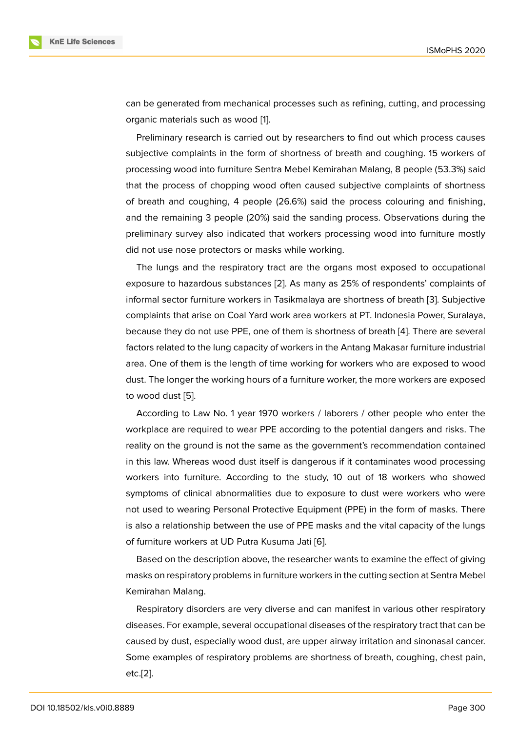can be generated from mechanical processes such as refining, cutting, and processing organic materials such as wood [1].

Preliminary research is carried out by researchers to find out which process causes subjective complaints in the form of shortness of breath and coughing. 15 workers of processing wood into furniture Sentra Mebel Kemirahan Malang, 8 people (53.3%) said that the process of chopping wood often caused subjective complaints of shortness of breath and coughing, 4 people (26.6%) said the process colouring and finishing, and the remaining 3 people (20%) said the sanding process. Observations during the preliminary survey also indicated that workers processing wood into furniture mostly did not use nose protectors or masks while working.

The lungs and the respiratory tract are the organs most exposed to occupational exposure to hazardous substances [2]. As many as 25% of respondents' complaints of informal sector furniture workers in Tasikmalaya are shortness of breath [3]. Subjective complaints that arise on Coal Yard work area workers at PT. Indonesia Power, Suralaya, because they do not use PPE, one of them is shortness of breath [4]. There are several factors related to the lung capacity of workers in the Antang Makasar furniture industrial area. One of them is the length of time working for workers who are exposed to wood dust. The longer the working hours of a furniture worker, the more workers are exposed to wood dust [5].

According to Law No. 1 year 1970 workers / laborers / other people who enter the workplace are required to wear PPE according to the potential dangers and risks. The reality on the ground is not the same as the government's recommendation contained in this law. Whereas wood dust itself is dangerous if it contaminates wood processing workers into furniture. According to the study, 10 out of 18 workers who showed symptoms of clinical abnormalities due to exposure to dust were workers who were not used to wearing Personal Protective Equipment (PPE) in the form of masks. There is also a relationship between the use of PPE masks and the vital capacity of the lungs of furniture workers at UD Putra Kusuma Jati [6].

Based on the description above, the researcher wants to examine the effect of giving masks on respiratory problems in furniture workers in the cutting section at Sentra Mebel Kemirahan Malang.

Respiratory disorders are very diverse and can manifest in various other respiratory diseases. For example, several occupational diseases of the respiratory tract that can be caused by dust, especially wood dust, are upper airway irritation and sinonasal cancer. Some examples of respiratory problems are shortness of breath, coughing, chest pain, etc.[2].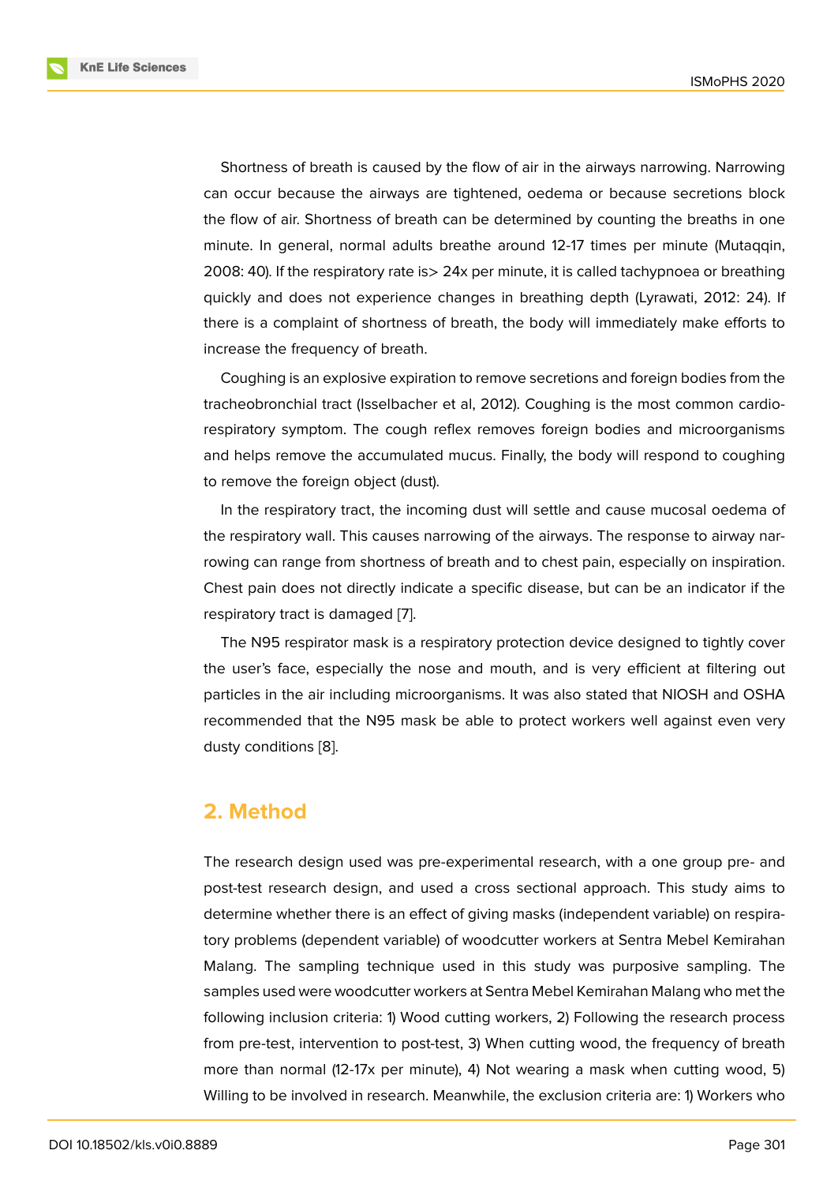Shortness of breath is caused by the flow of air in the airways narrowing. Narrowing can occur because the airways are tightened, oedema or because secretions block the flow of air. Shortness of breath can be determined by counting the breaths in one minute. In general, normal adults breathe around 12-17 times per minute (Mutaqqin, 2008: 40). If the respiratory rate is> 24x per minute, it is called tachypnoea or breathing quickly and does not experience changes in breathing depth (Lyrawati, 2012: 24). If there is a complaint of shortness of breath, the body will immediately make efforts to increase the frequency of breath.

Coughing is an explosive expiration to remove secretions and foreign bodies from the tracheobronchial tract (Isselbacher et al, 2012). Coughing is the most common cardio-respiratory symptom. The cough reflex removes foreign bodies and microorganisms and helps remove the accumulated mucus. Finally, the body will respond to coughing to remove the foreign object (dust).

In the respiratory tract, the incoming dust will settle and cause mucosal oedema of the respiratory wall. This causes narrowing of the airways. The response to airway narrowing can range from shortness of breath and to chest pain, especially on inspiration. Chest pain does not directly indicate a specific disease, but can be an indicator if the respiratory tract is damaged [7].

The N95 respirator mask is a respiratory protection device designed to tightly cover the user's face, especially the nose and mouth, and is very efficient at filtering out particles in the air including microorganisms. It was also stated that NIOSH and OSHA recommended that the N95 mask be able to protect workers well against even very dusty conditions [8].

## 2. Method

The research design used was pre-experimental research, with a one group pre- and post-test research design, and used a cross sectional approach. This study aims to determine whether there is an effect of giving masks (independent variable) on respiratory problems (dependent variable) of woodcutter workers at Sentra Mebel Kemirahan Malang. The sampling technique used in this study was purposive sampling. The samples used were woodcutter workers at Sentra Mebel Kemirahan Malang who met the following inclusion criteria: 1) Wood cutting workers, 2) Following the research process from pre-test, intervention to post-test, 3) When cutting wood, the frequency of breath more than normal (12-17x per minute), 4) Not wearing a mask when cutting wood, 5) Willing to be involved in research. Meanwhile, the exclusion criteria are: 1) Workers who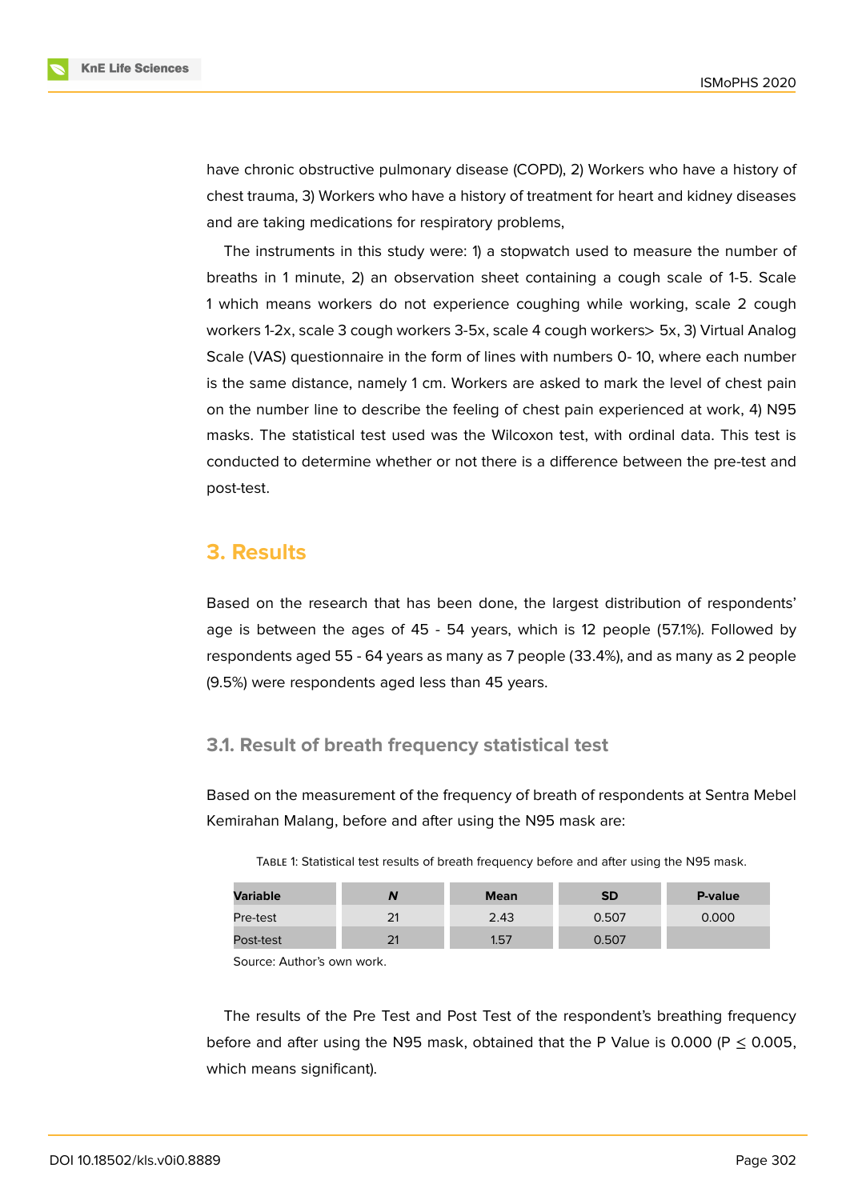have chronic obstructive pulmonary disease (COPD), 2) Workers who have a history of chest trauma, 3) Workers who have a history of treatment for heart and kidney diseases and are taking medications for respiratory problems,

The instruments in this study were: 1) a stopwatch used to measure the number of breaths in 1 minute, 2) an observation sheet containing a cough scale of 1-5. Scale 1 which means workers do not experience coughing while working, scale 2 cough workers 1-2x, scale 3 cough workers 3-5x, scale 4 cough workers> 5x, 3) Virtual Analog Scale (VAS) questionnaire in the form of lines with numbers 0- 10, where each number is the same distance, namely 1 cm. Workers are asked to mark the level of chest pain on the number line to describe the feeling of chest pain experienced at work, 4) N95 masks. The statistical test used was the Wilcoxon test, with ordinal data. This test is conducted to determine whether or not there is a difference between the pre-test and post-test.

## 3. Results

Based on the research that has been done, the largest distribution of respondents' age is between the ages of 45 - 54 years, which is 12 people (57.1%). Followed by respondents aged 55 - 64 years as many as 7 people (33.4%), and as many as 2 people (9.5%) were respondents aged less than 45 years.

### 3.1. Result of breath frequency statistical test

Based on the measurement of the frequency of breath of respondents at Sentra Mebel Kemirahan Malang, before and after using the N95 mask are:

Table 1: Statistical test results of breath frequency before and after using the N95 mask.

| Variable | *N* | Mean | SD | P-value |
|---|---|---|---|---|
| Pre-test | 21 | 2.43 | 0.507 | 0.000 |
| Post-test | 21 | 1.57 | 0.507 | |

Source: Author's own work.

The results of the Pre Test and Post Test of the respondent's breathing frequency before and after using the N95 mask, obtained that the P Value is 0.000 ($P \leq 0.005$, which means significant).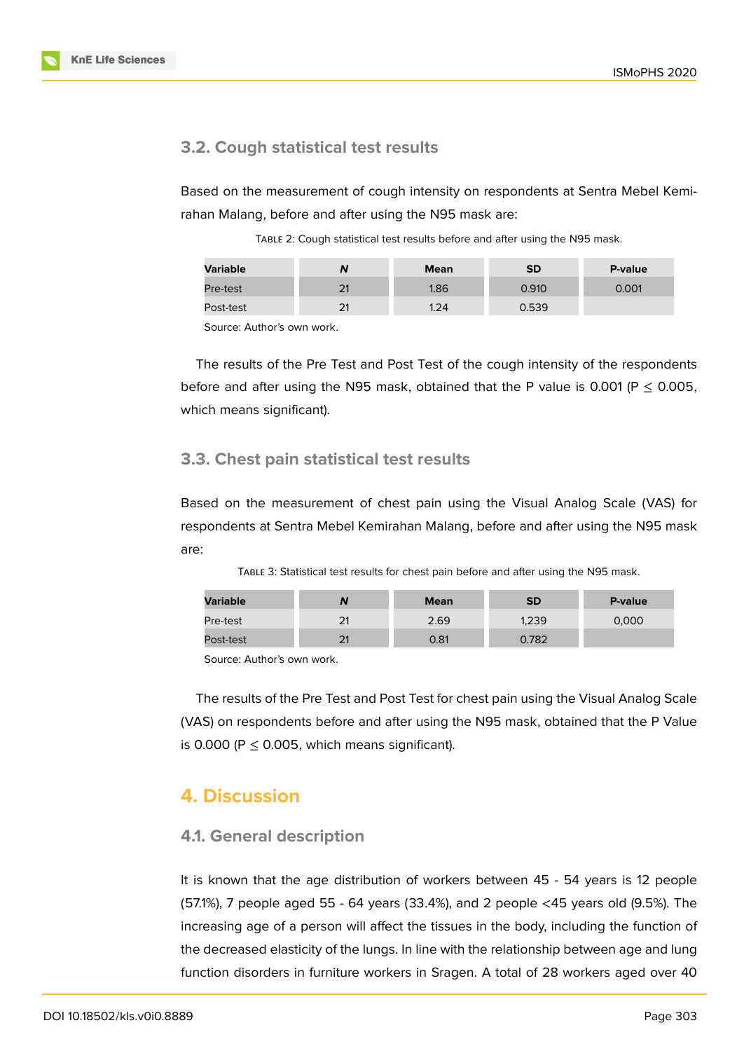### 3.2. Cough statistical test results

Based on the measurement of cough intensity on respondents at Sentra Mebel Kemirahan Malang, before and after using the N95 mask are:

TABLE 2: Cough statistical test results before and after using the N95 mask.

| Variable | *N* | Mean | SD | P-value |
|---|---|---|---|---|
| Pre-test | 21 | 1.86 | 0.910 | 0.001 |
| Post-test | 21 | 1.24 | 0.539 | |

Source: Author's own work.

The results of the Pre Test and Post Test of the cough intensity of the respondents before and after using the N95 mask, obtained that the P value is 0.001 ($P \leq 0.005$, which means significant).

### 3.3. Chest pain statistical test results

Based on the measurement of chest pain using the Visual Analog Scale (VAS) for respondents at Sentra Mebel Kemirahan Malang, before and after using the N95 mask are:

TABLE 3: Statistical test results for chest pain before and after using the N95 mask.

| Variable | *N* | Mean | SD | P-value |
|---|---|---|---|---|
| Pre-test | 21 | 2.69 | 1,239 | 0,000 |
| Post-test | 21 | 0.81 | 0.782 | |

Source: Author's own work.

The results of the Pre Test and Post Test for chest pain using the Visual Analog Scale (VAS) on respondents before and after using the N95 mask, obtained that the P Value is 0.000 ($P \leq 0.005$, which means significant).

## 4. Discussion

### 4.1. General description

It is known that the age distribution of workers between 45 - 54 years is 12 people (57.1%), 7 people aged 55 - 64 years (33.4%), and 2 people <45 years old (9.5%). The increasing age of a person will affect the tissues in the body, including the function of the decreased elasticity of the lungs. In line with the relationship between age and lung function disorders in furniture workers in Sragen. A total of 28 workers aged over 40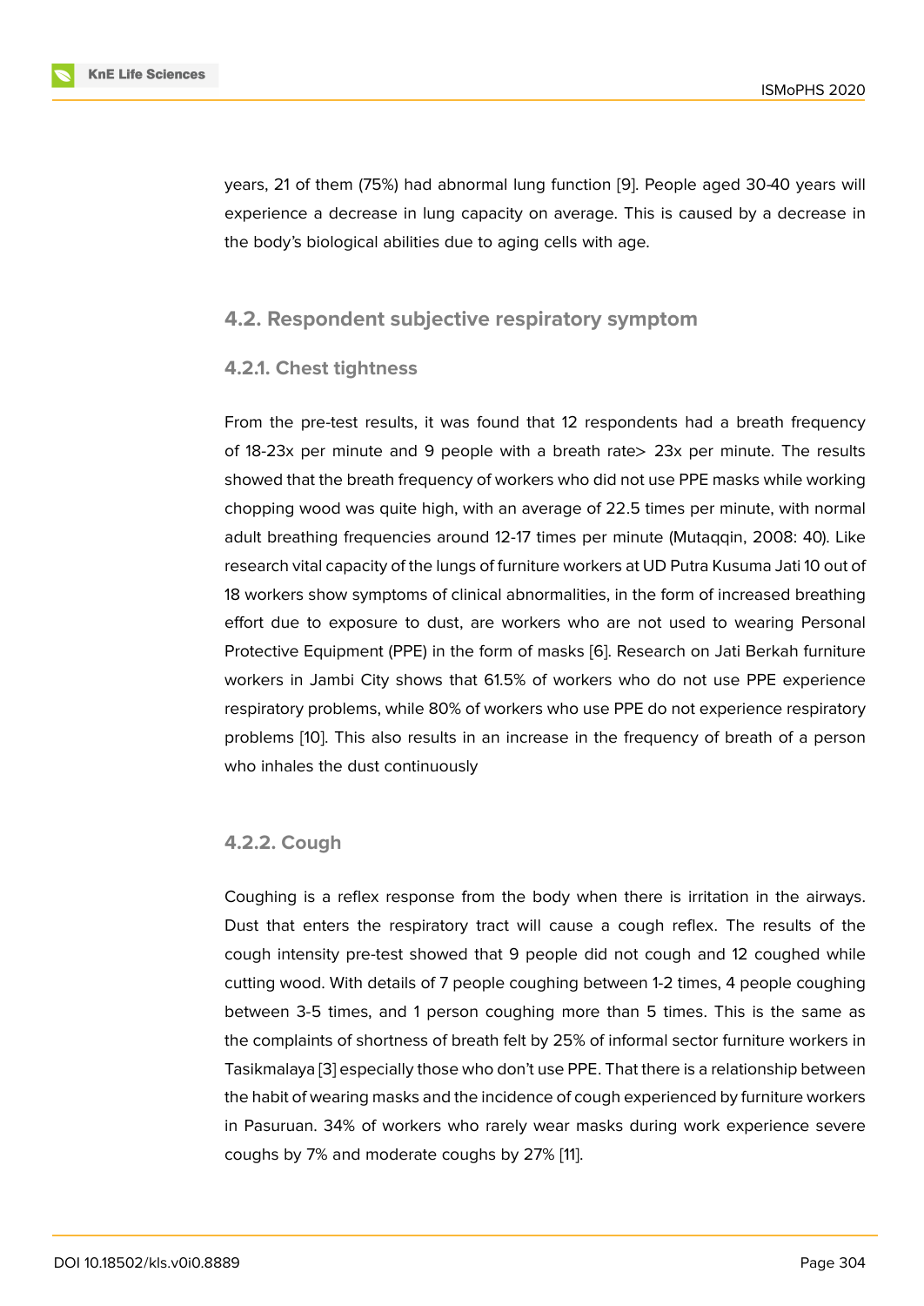years, 21 of them (75%) had abnormal lung function [9]. People aged 30-40 years will experience a decrease in lung capacity on average. This is caused by a decrease in the body's biological abilities due to aging cells with age.

## 4.2. Respondent subjective respiratory symptom

### 4.2.1. Chest tightness

From the pre-test results, it was found that 12 respondents had a breath frequency of 18-23x per minute and 9 people with a breath rate> 23x per minute. The results showed that the breath frequency of workers who did not use PPE masks while working chopping wood was quite high, with an average of 22.5 times per minute, with normal adult breathing frequencies around 12-17 times per minute (Mutaqqin, 2008: 40). Like research vital capacity of the lungs of furniture workers at UD Putra Kusuma Jati 10 out of 18 workers show symptoms of clinical abnormalities, in the form of increased breathing effort due to exposure to dust, are workers who are not used to wearing Personal Protective Equipment (PPE) in the form of masks [6]. Research on Jati Berkah furniture workers in Jambi City shows that 61.5% of workers who do not use PPE experience respiratory problems, while 80% of workers who use PPE do not experience respiratory problems [10]. This also results in an increase in the frequency of breath of a person who inhales the dust continuously

### 4.2.2. Cough

Coughing is a reflex response from the body when there is irritation in the airways. Dust that enters the respiratory tract will cause a cough reflex. The results of the cough intensity pre-test showed that 9 people did not cough and 12 coughed while cutting wood. With details of 7 people coughing between 1-2 times, 4 people coughing between 3-5 times, and 1 person coughing more than 5 times. This is the same as the complaints of shortness of breath felt by 25% of informal sector furniture workers in Tasikmalaya [3] especially those who don't use PPE. That there is a relationship between the habit of wearing masks and the incidence of cough experienced by furniture workers in Pasuruan. 34% of workers who rarely wear masks during work experience severe coughs by 7% and moderate coughs by 27% [11].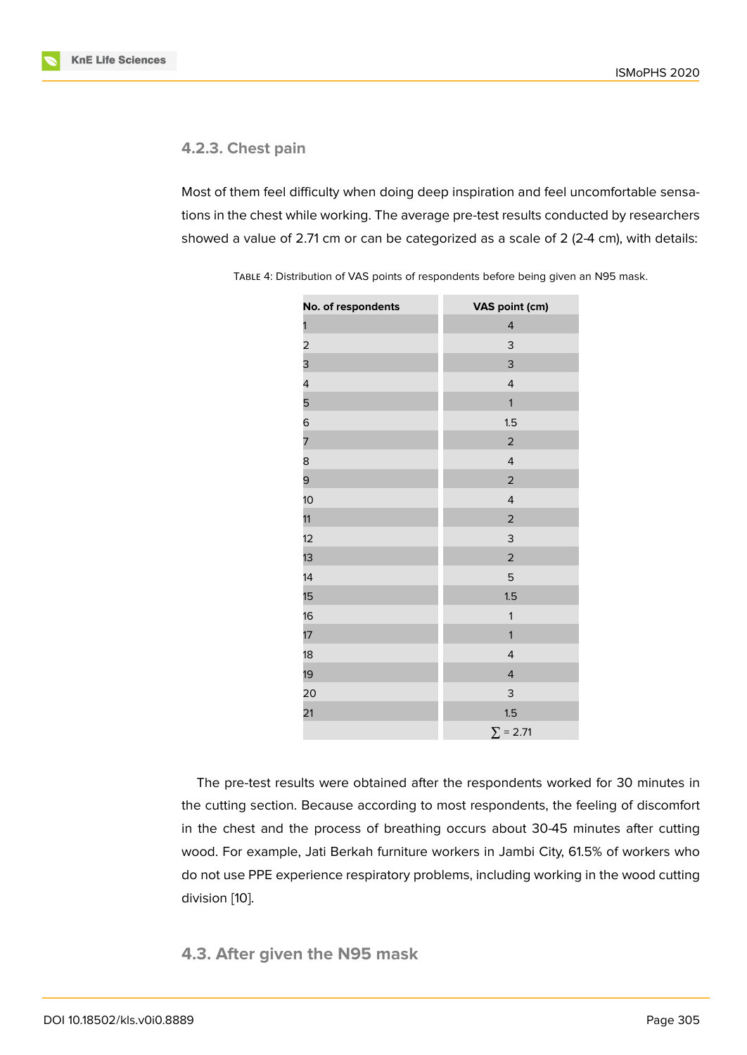#### 4.2.3. Chest pain

Most of them feel difficulty when doing deep inspiration and feel uncomfortable sensations in the chest while working. The average pre-test results conducted by researchers showed a value of 2.71 cm or can be categorized as a scale of 2 (2-4 cm), with details:

TABLE 4: Distribution of VAS points of respondents before being given an N95 mask.

| No. of respondents | VAS point (cm) |
|---|---|
| 1 | 4 |
| 2 | 3 |
| 3 | 3 |
| 4 | 4 |
| 5 | 1 |
| 6 | 1.5 |
| 7 | 2 |
| 8 | 4 |
| 9 | 2 |
| 10 | 4 |
| 11 | 2 |
| 12 | 3 |
| 13 | 2 |
| 14 | 5 |
| 15 | 1.5 |
| 16 | 1 |
| 17 | 1 |
| 18 | 4 |
| 19 | 4 |
| 20 | 3 |
| 21 | 1.5 |
| | $\sum = 2.71$ |

The pre-test results were obtained after the respondents worked for 30 minutes in the cutting section. Because according to most respondents, the feeling of discomfort in the chest and the process of breathing occurs about 30-45 minutes after cutting wood. For example, Jati Berkah furniture workers in Jambi City, 61.5% of workers who do not use PPE experience respiratory problems, including working in the wood cutting division [10].

### 4.3. After given the N95 mask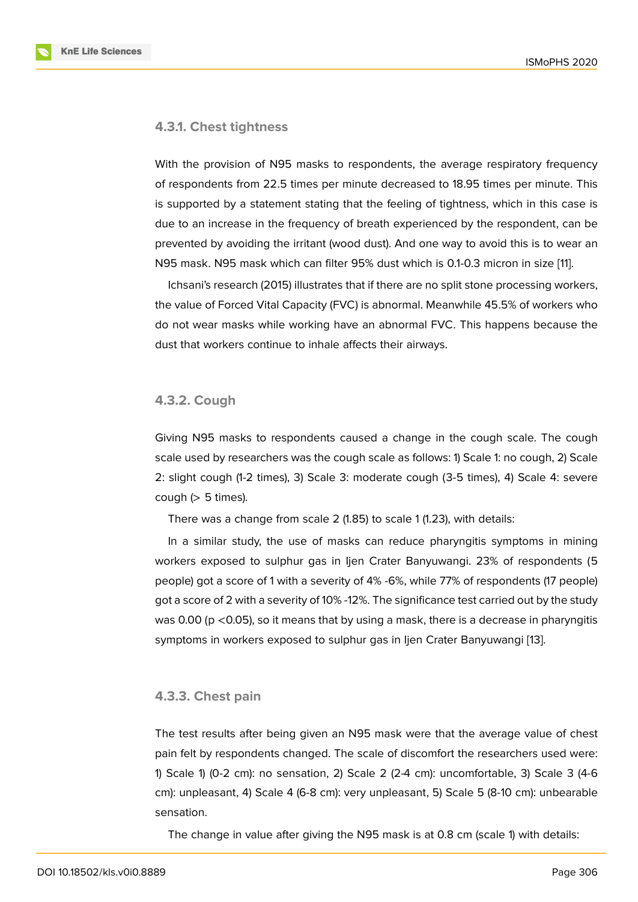#### 4.3.1. Chest tightness

With the provision of N95 masks to respondents, the average respiratory frequency of respondents from 22.5 times per minute decreased to 18.95 times per minute. This is supported by a statement stating that the feeling of tightness, which in this case is due to an increase in the frequency of breath experienced by the respondent, can be prevented by avoiding the irritant (wood dust). And one way to avoid this is to wear an N95 mask. N95 mask which can filter 95% dust which is 0.1-0.3 micron in size [11].

Ichsani's research (2015) illustrates that if there are no split stone processing workers, the value of Forced Vital Capacity (FVC) is abnormal. Meanwhile 45.5% of workers who do not wear masks while working have an abnormal FVC. This happens because the dust that workers continue to inhale affects their airways.

#### 4.3.2. Cough

Giving N95 masks to respondents caused a change in the cough scale. The cough scale used by researchers was the cough scale as follows: 1) Scale 1: no cough, 2) Scale 2: slight cough (1-2 times), 3) Scale 3: moderate cough (3-5 times), 4) Scale 4: severe cough (> 5 times).

There was a change from scale 2 (1.85) to scale 1 (1.23), with details:

In a similar study, the use of masks can reduce pharyngitis symptoms in mining workers exposed to sulphur gas in Ijen Crater Banyuwangi. 23% of respondents (5 people) got a score of 1 with a severity of 4% -6%, while 77% of respondents (17 people) got a score of 2 with a severity of 10% -12%. The significance test carried out by the study was 0.00 ($p < 0.05$), so it means that by using a mask, there is a decrease in pharyngitis symptoms in workers exposed to sulphur gas in Ijen Crater Banyuwangi [13].

#### 4.3.3. Chest pain

The test results after being given an N95 mask were that the average value of chest pain felt by respondents changed. The scale of discomfort the researchers used were: 1) Scale 1) (0-2 cm): no sensation, 2) Scale 2 (2-4 cm): uncomfortable, 3) Scale 3 (4-6 cm): unpleasant, 4) Scale 4 (6-8 cm): very unpleasant, 5) Scale 5 (8-10 cm): unbearable sensation.

The change in value after giving the N95 mask is at 0.8 cm (scale 1) with details: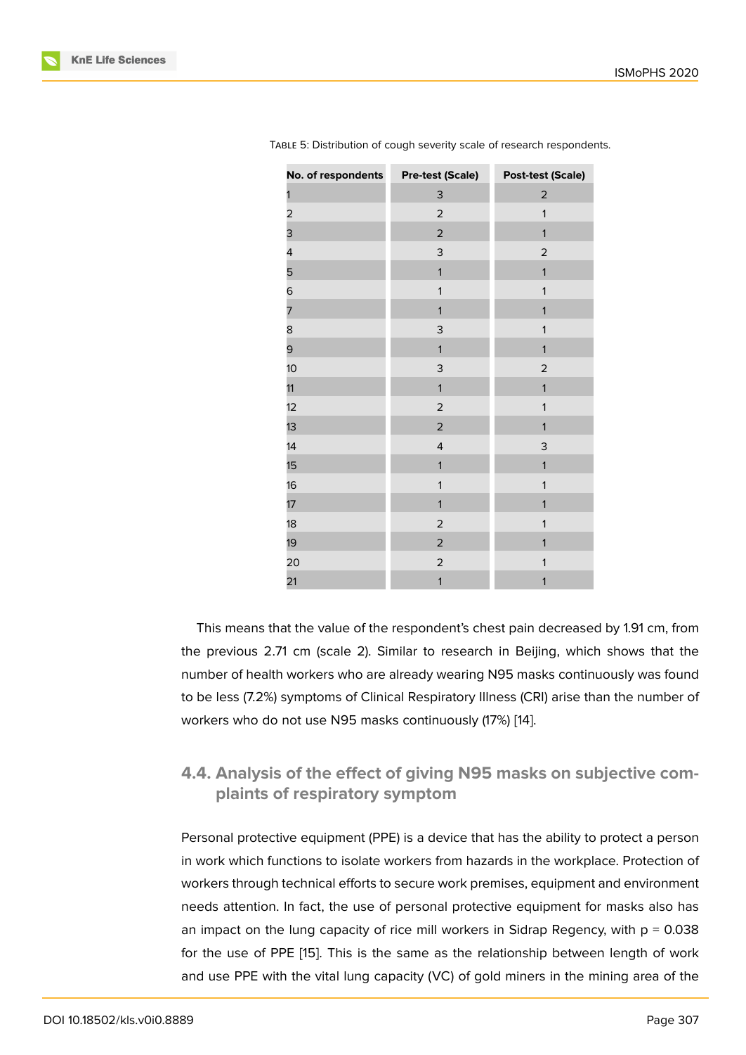Table 5: Distribution of cough severity scale of research respondents.

| No. of respondents | Pre-test (Scale) | Post-test (Scale) |
|---|---|---|
| 1 | 3 | 2 |
| 2 | 2 | 1 |
| 3 | 2 | 1 |
| 4 | 3 | 2 |
| 5 | 1 | 1 |
| 6 | 1 | 1 |
| 7 | 1 | 1 |
| 8 | 3 | 1 |
| 9 | 1 | 1 |
| 10 | 3 | 2 |
| 11 | 1 | 1 |
| 12 | 2 | 1 |
| 13 | 2 | 1 |
| 14 | 4 | 3 |
| 15 | 1 | 1 |
| 16 | 1 | 1 |
| 17 | 1 | 1 |
| 18 | 2 | 1 |
| 19 | 2 | 1 |
| 20 | 2 | 1 |
| 21 | 1 | 1 |

This means that the value of the respondent's chest pain decreased by 1.91 cm, from the previous 2.71 cm (scale 2). Similar to research in Beijing, which shows that the number of health workers who are already wearing N95 masks continuously was found to be less (7.2%) symptoms of Clinical Respiratory Illness (CRI) arise than the number of workers who do not use N95 masks continuously (17%) [14].

## 4.4. Analysis of the effect of giving N95 masks on subjective complaints of respiratory symptom

Personal protective equipment (PPE) is a device that has the ability to protect a person in work which functions to isolate workers from hazards in the workplace. Protection of workers through technical efforts to secure work premises, equipment and environment needs attention. In fact, the use of personal protective equipment for masks also has an impact on the lung capacity of rice mill workers in Sidrap Regency, with p = 0.038 for the use of PPE [15]. This is the same as the relationship between length of work and use PPE with the vital lung capacity (VC) of gold miners in the mining area of the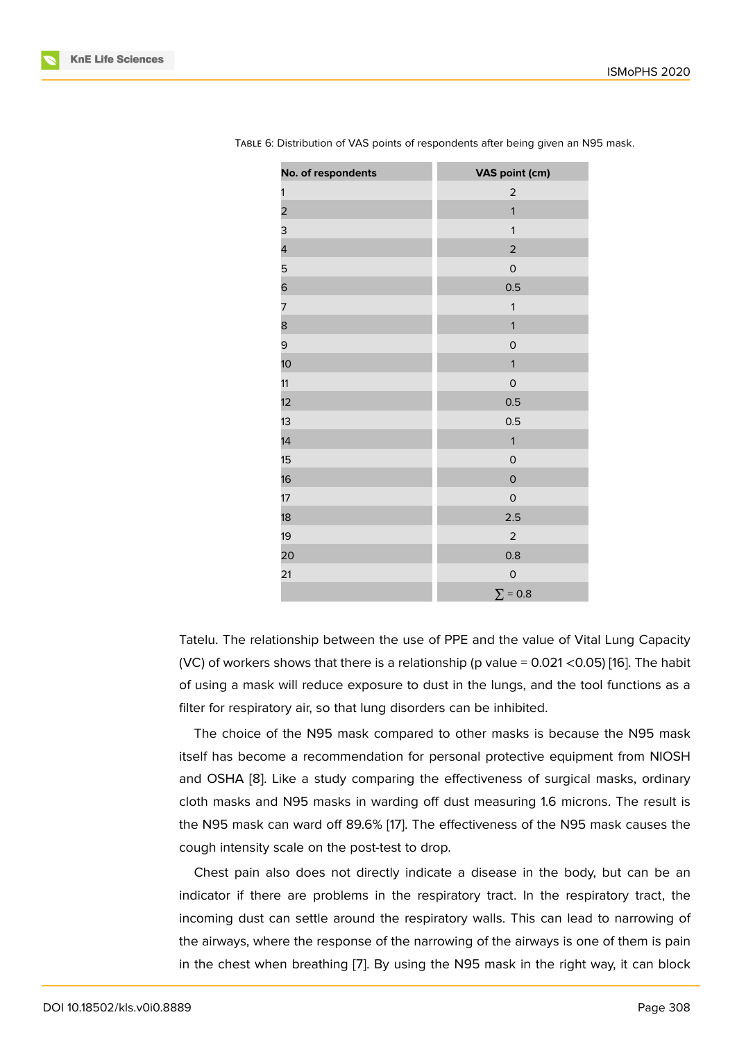TABLE 6: Distribution of VAS points of respondents after being given an N95 mask.

| No. of respondents | VAS point (cm) |
|---|---|
| 1 | 2 |
| 2 | 1 |
| 3 | 1 |
| 4 | 2 |
| 5 | 0 |
| 6 | 0.5 |
| 7 | 1 |
| 8 | 1 |
| 9 | 0 |
| 10 | 1 |
| 11 | 0 |
| 12 | 0.5 |
| 13 | 0.5 |
| 14 | 1 |
| 15 | 0 |
| 16 | 0 |
| 17 | 0 |
| 18 | 2.5 |
| 19 | 2 |
| 20 | 0.8 |
| 21 | 0 |
| | $\sum = 0.8$ |

Tatelu. The relationship between the use of PPE and the value of Vital Lung Capacity (VC) of workers shows that there is a relationship (p value = 0.021 <0.05) [16]. The habit of using a mask will reduce exposure to dust in the lungs, and the tool functions as a filter for respiratory air, so that lung disorders can be inhibited.

The choice of the N95 mask compared to other masks is because the N95 mask itself has become a recommendation for personal protective equipment from NIOSH and OSHA [8]. Like a study comparing the effectiveness of surgical masks, ordinary cloth masks and N95 masks in warding off dust measuring 1.6 microns. The result is the N95 mask can ward off 89.6% [17]. The effectiveness of the N95 mask causes the cough intensity scale on the post-test to drop.

Chest pain also does not directly indicate a disease in the body, but can be an indicator if there are problems in the respiratory tract. In the respiratory tract, the incoming dust can settle around the respiratory walls. This can lead to narrowing of the airways, where the response of the narrowing of the airways is one of them is pain in the chest when breathing [7]. By using the N95 mask in the right way, it can block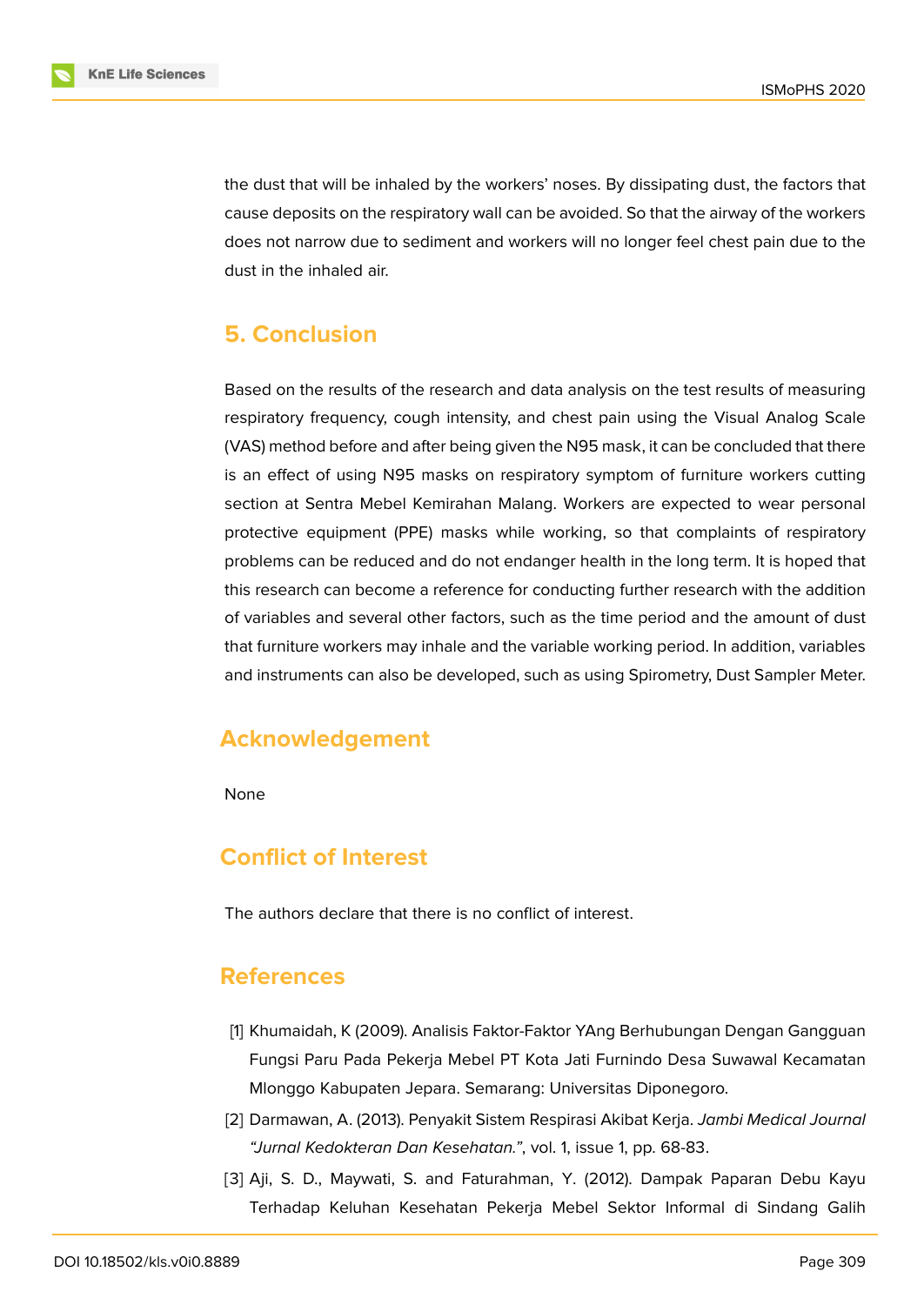the dust that will be inhaled by the workers' noses. By dissipating dust, the factors that cause deposits on the respiratory wall can be avoided. So that the airway of the workers does not narrow due to sediment and workers will no longer feel chest pain due to the dust in the inhaled air.

## 5. Conclusion

Based on the results of the research and data analysis on the test results of measuring respiratory frequency, cough intensity, and chest pain using the Visual Analog Scale (VAS) method before and after being given the N95 mask, it can be concluded that there is an effect of using N95 masks on respiratory symptom of furniture workers cutting section at Sentra Mebel Kemirahan Malang. Workers are expected to wear personal protective equipment (PPE) masks while working, so that complaints of respiratory problems can be reduced and do not endanger health in the long term. It is hoped that this research can become a reference for conducting further research with the addition of variables and several other factors, such as the time period and the amount of dust that furniture workers may inhale and the variable working period. In addition, variables and instruments can also be developed, such as using Spirometry, Dust Sampler Meter.

## Acknowledgement

None

## Conflict of Interest

The authors declare that there is no conflict of interest.

## References

[1] Khumaidah, K (2009). Analisis Faktor-Faktor YAng Berhubungan Dengan Gangguan Fungsi Paru Pada Pekerja Mebel PT Kota Jati Furnindo Desa Suwawal Kecamatan Mlonggo Kabupaten Jepara. Semarang: Universitas Diponegoro.

[2] Darmawan, A. (2013). Penyakit Sistem Respirasi Akibat Kerja. *Jambi Medical Journal "Jurnal Kedokteran Dan Kesehatan."*, vol. 1, issue 1, pp. 68-83.

[3] Aji, S. D., Maywati, S. and Faturahman, Y. (2012). Dampak Paparan Debu Kayu Terhadap Keluhan Kesehatan Pekerja Mebel Sektor Informal di Sindang Galih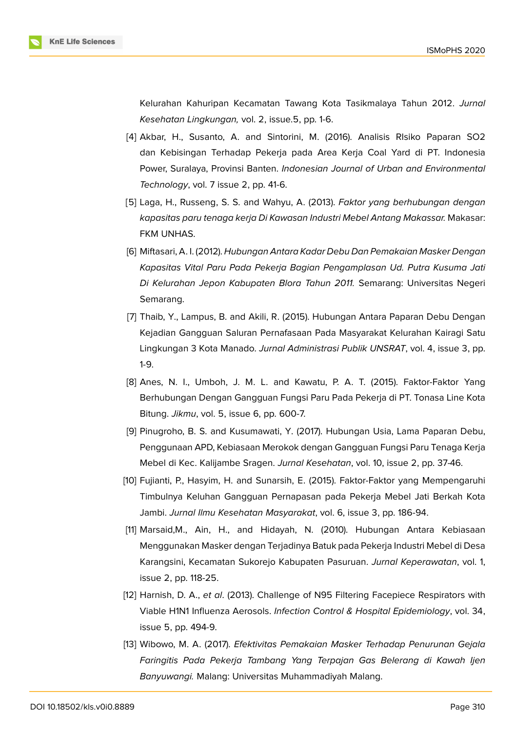Kelurahan Kahuripan Kecamatan Tawang Kota Tasikmalaya Tahun 2012. *Jurnal Kesehatan Lingkungan,* vol. 2, issue.5, pp. 1-6.

[4] Akbar, H., Susanto, A. and Sintorini, M. (2016). Analisis RIsiko Paparan SO2 dan Kebisingan Terhadap Pekerja pada Area Kerja Coal Yard di PT. Indonesia Power, Suralaya, Provinsi Banten. *Indonesian Journal of Urban and Environmental Technology*, vol. 7 issue 2, pp. 41-6.

[5] Laga, H., Russeng, S. S. and Wahyu, A. (2013). *Faktor yang berhubungan dengan kapasitas paru tenaga kerja Di Kawasan Industri Mebel Antang Makassar.* Makasar: FKM UNHAS.

[6] Miftasari, A. I. (2012). *Hubungan Antara Kadar Debu Dan Pemakaian Masker Dengan Kapasitas Vital Paru Pada Pekerja Bagian Pengamplasan Ud. Putra Kusuma Jati Di Kelurahan Jepon Kabupaten Blora Tahun 2011.* Semarang: Universitas Negeri Semarang.

[7] Thaib, Y., Lampus, B. and Akili, R. (2015). Hubungan Antara Paparan Debu Dengan Kejadian Gangguan Saluran Pernafasaan Pada Masyarakat Kelurahan Kairagi Satu Lingkungan 3 Kota Manado. *Jurnal Administrasi Publik UNSRAT*, vol. 4, issue 3, pp. 1-9.

[8] Anes, N. I., Umboh, J. M. L. and Kawatu, P. A. T. (2015). Faktor-Faktor Yang Berhubungan Dengan Gangguan Fungsi Paru Pada Pekerja di PT. Tonasa Line Kota Bitung. *Jikmu*, vol. 5, issue 6, pp. 600-7.

[9] Pinugroho, B. S. and Kusumawati, Y. (2017). Hubungan Usia, Lama Paparan Debu, Penggunaan APD, Kebiasaan Merokok dengan Gangguan Fungsi Paru Tenaga Kerja Mebel di Kec. Kalijambe Sragen. *Jurnal Kesehatan*, vol. 10, issue 2, pp. 37-46.

[10] Fujianti, P., Hasyim, H. and Sunarsih, E. (2015). Faktor-Faktor yang Mempengaruhi Timbulnya Keluhan Gangguan Pernapasan pada Pekerja Mebel Jati Berkah Kota Jambi. *Jurnal Ilmu Kesehatan Masyarakat*, vol. 6, issue 3, pp. 186-94.

[11] Marsaid,M., Ain, H., and Hidayah, N. (2010). Hubungan Antara Kebiasaan Menggunakan Masker dengan Terjadinya Batuk pada Pekerja Industri Mebel di Desa Karangsini, Kecamatan Sukorejo Kabupaten Pasuruan. *Jurnal Keperawatan*, vol. 1, issue 2, pp. 118-25.

[12] Harnish, D. A., *et al*. (2013). Challenge of N95 Filtering Facepiece Respirators with Viable H1N1 Influenza Aerosols. *Infection Control & Hospital Epidemiology*, vol. 34, issue 5, pp. 494-9.

[13] Wibowo, M. A. (2017). *Efektivitas Pemakaian Masker Terhadap Penurunan Gejala Faringitis Pada Pekerja Tambang Yang Terpajan Gas Belerang di Kawah Ijen Banyuwangi.* Malang: Universitas Muhammadiyah Malang.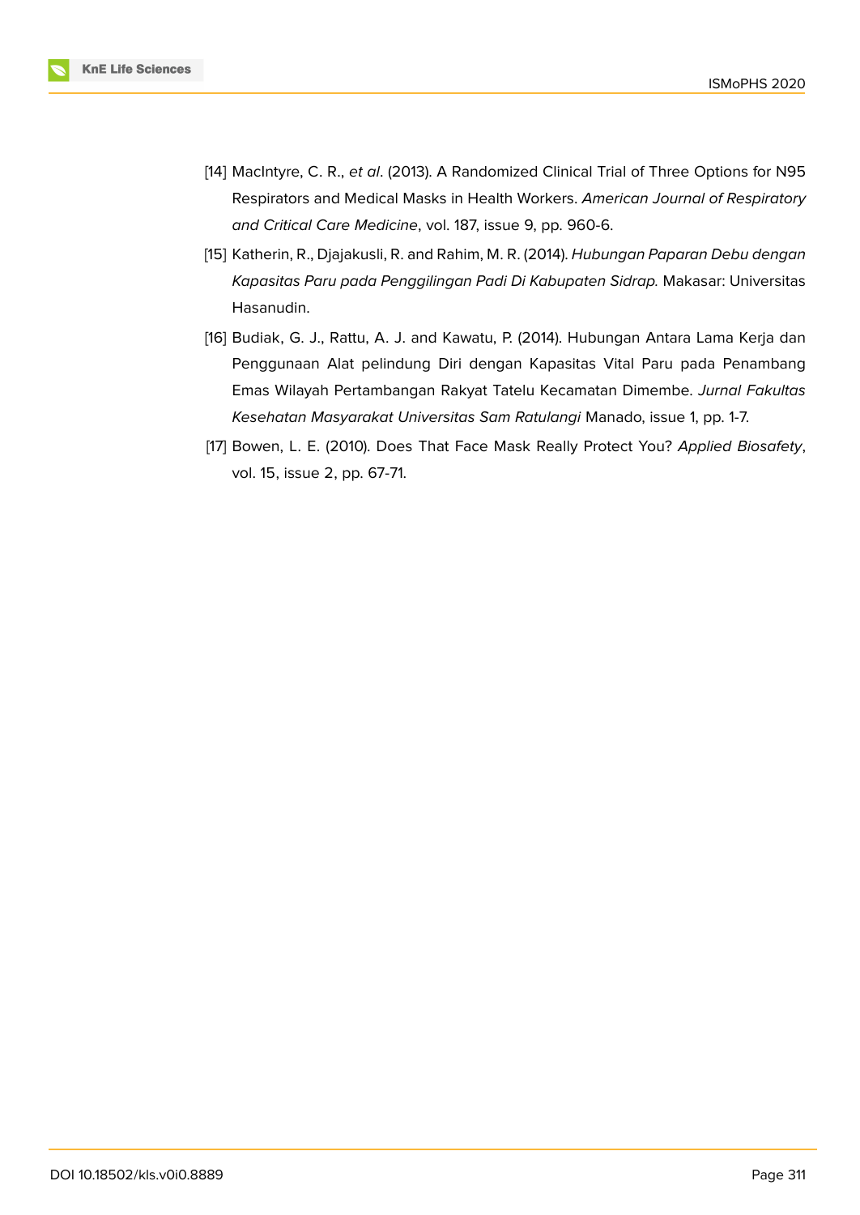[14] MacIntyre, C. R., *et al*. (2013). A Randomized Clinical Trial of Three Options for N95 Respirators and Medical Masks in Health Workers. *American Journal of Respiratory and Critical Care Medicine*, vol. 187, issue 9, pp. 960-6.

[15] Katherin, R., Djajakusli, R. and Rahim, M. R. (2014). *Hubungan Paparan Debu dengan Kapasitas Paru pada Penggilingan Padi Di Kabupaten Sidrap.* Makasar: Universitas Hasanudin.

[16] Budiak, G. J., Rattu, A. J. and Kawatu, P. (2014). Hubungan Antara Lama Kerja dan Penggunaan Alat pelindung Diri dengan Kapasitas Vital Paru pada Penambang Emas Wilayah Pertambangan Rakyat Tatelu Kecamatan Dimembe. *Jurnal Fakultas Kesehatan Masyarakat Universitas Sam Ratulangi* Manado, issue 1, pp. 1-7.

[17] Bowen, L. E. (2010). Does That Face Mask Really Protect You? *Applied Biosafety*, vol. 15, issue 2, pp. 67-71.